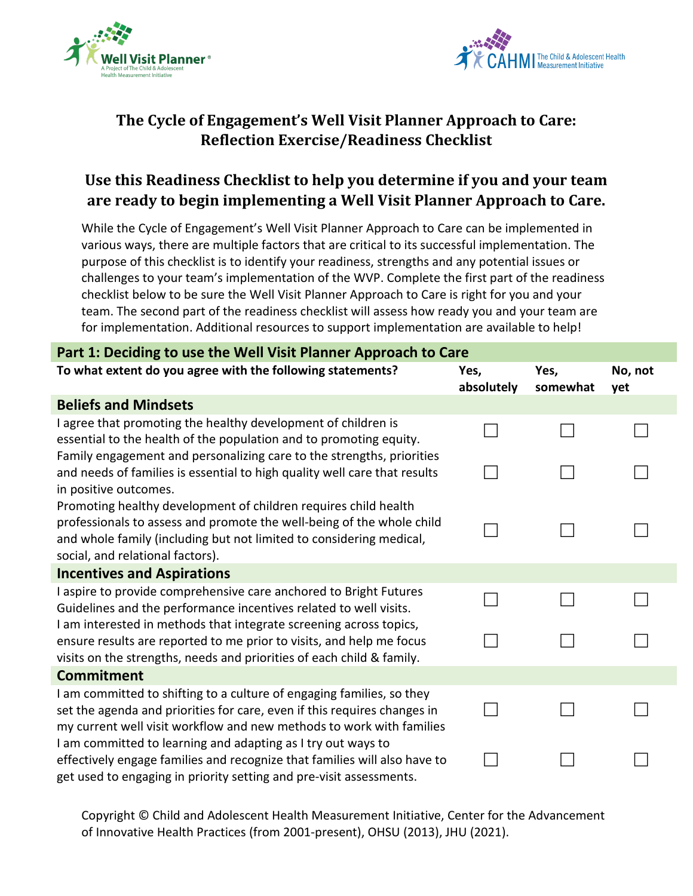# The Cycle of Engagement's Well Visit Planner Approach to Care: Reflection Exercise/Readiness Checklist

## Use this Readiness Checklist to help you determine if you and your team are ready to begin implementing a Well Visit Planner Approach to Care.

While the Cycle of Engagement's Well Visit Planner Approach to Care can be implemented in various ways, there are multiple factors that are critical to its successful implementation. The purpose of this checklist is to identify your readiness, strengths and any potential issues or challenges to your team's implementation of the WVP. Complete the first part of the readiness checklist below to be sure the Well Visit Planner Approach to Care is right for you and your team. The second part of the readiness checklist will assess how ready you and your team are for implementation. Additional resources to support implementation are available to help!

| **Part 1: Deciding to use the Well Visit Planner Approach to Care** | | | |
|---|---|---|---|
| **To what extent do you agree with the following statements?** | **Yes, absolutely** | **Yes, somewhat** | **No, not yet** |
| **Beliefs and Mindsets** | | | |
| I agree that promoting the healthy development of children is essential to the health of the population and to promoting equity. | ☐ | ☐ | ☐ |
| Family engagement and personalizing care to the strengths, priorities and needs of families is essential to high quality well care that results in positive outcomes. | ☐ | ☐ | ☐ |
| Promoting healthy development of children requires child health professionals to assess and promote the well-being of the whole child and whole family (including but not limited to considering medical, social, and relational factors). | ☐ | ☐ | ☐ |
| **Incentives and Aspirations** | | | |
| I aspire to provide comprehensive care anchored to Bright Futures Guidelines and the performance incentives related to well visits. | ☐ | ☐ | ☐ |
| I am interested in methods that integrate screening across topics, ensure results are reported to me prior to visits, and help me focus visits on the strengths, needs and priorities of each child & family. | ☐ | ☐ | ☐ |
| **Commitment** | | | |
| I am committed to shifting to a culture of engaging families, so they set the agenda and priorities for care, even if this requires changes in my current well visit workflow and new methods to work with families | ☐ | ☐ | ☐ |
| I am committed to learning and adapting as I try out ways to effectively engage families and recognize that families will also have to get used to engaging in priority setting and pre-visit assessments. | ☐ | ☐ | ☐ |

Copyright © Child and Adolescent Health Measurement Initiative, Center for the Advancement of Innovative Health Practices (from 2001-present), OHSU (2013), JHU (2021).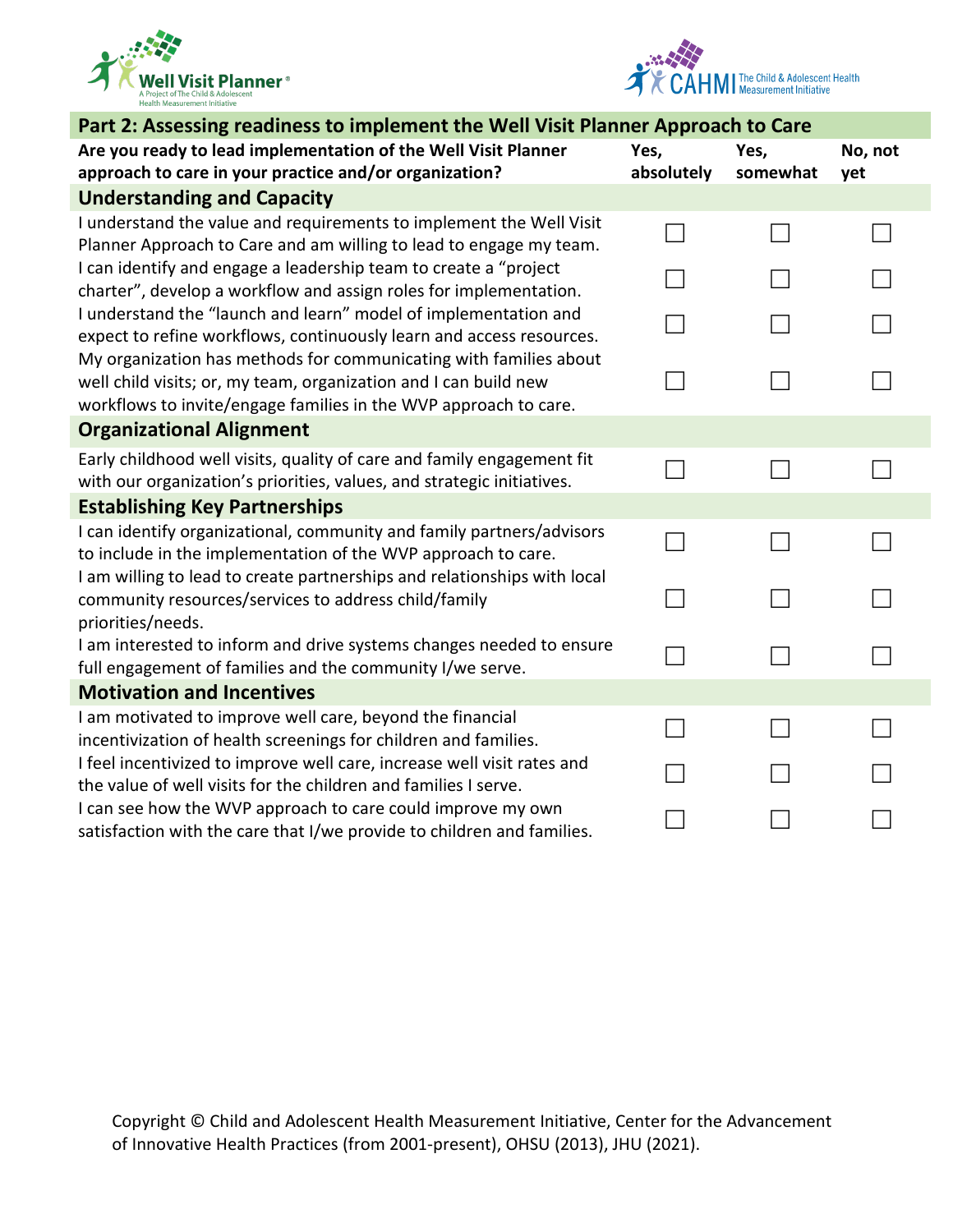## Part 2: Assessing readiness to implement the Well Visit Planner Approach to Care

| Are you ready to lead implementation of the Well Visit Planner approach to care in your practice and/or organization? | Yes, absolutely | Yes, somewhat | No, not yet |
|---|---|---|---|
| **Understanding and Capacity** | | | |
| I understand the value and requirements to implement the Well Visit Planner Approach to Care and am willing to lead to engage my team. | ☐ | ☐ | ☐ |
| I can identify and engage a leadership team to create a "project charter", develop a workflow and assign roles for implementation. | ☐ | ☐ | ☐ |
| I understand the "launch and learn" model of implementation and expect to refine workflows, continuously learn and access resources. | ☐ | ☐ | ☐ |
| My organization has methods for communicating with families about well child visits; or, my team, organization and I can build new workflows to invite/engage families in the WVP approach to care. | ☐ | ☐ | ☐ |
| **Organizational Alignment** | | | |
| Early childhood well visits, quality of care and family engagement fit with our organization's priorities, values, and strategic initiatives. | ☐ | ☐ | ☐ |
| **Establishing Key Partnerships** | | | |
| I can identify organizational, community and family partners/advisors to include in the implementation of the WVP approach to care. | ☐ | ☐ | ☐ |
| I am willing to lead to create partnerships and relationships with local community resources/services to address child/family priorities/needs. | ☐ | ☐ | ☐ |
| I am interested to inform and drive systems changes needed to ensure full engagement of families and the community I/we serve. | ☐ | ☐ | ☐ |
| **Motivation and Incentives** | | | |
| I am motivated to improve well care, beyond the financial incentivization of health screenings for children and families. | ☐ | ☐ | ☐ |
| I feel incentivized to improve well care, increase well visit rates and the value of well visits for the children and families I serve. | ☐ | ☐ | ☐ |
| I can see how the WVP approach to care could improve my own satisfaction with the care that I/we provide to children and families. | ☐ | ☐ | ☐ |

Copyright © Child and Adolescent Health Measurement Initiative, Center for the Advancement of Innovative Health Practices (from 2001-present), OHSU (2013), JHU (2021).